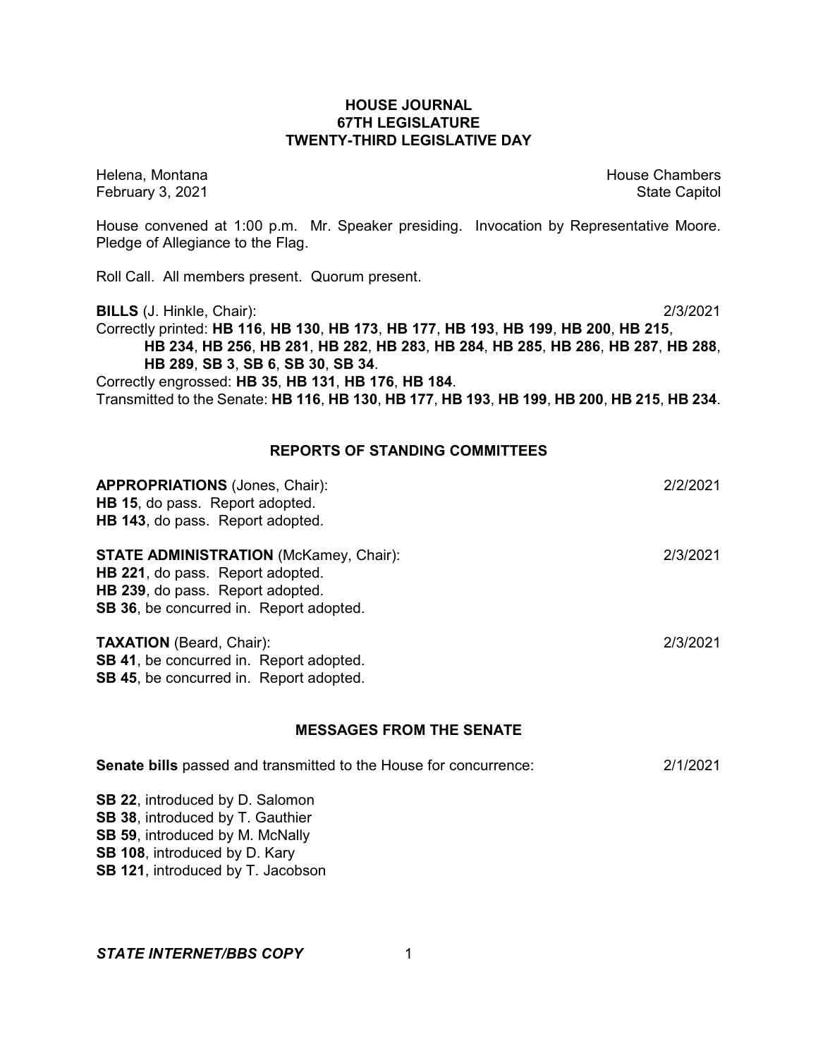# HOUSE JOURNAL
## 67TH LEGISLATURE
## TWENTY-THIRD LEGISLATIVE DAY

Helena, Montana — House Chambers
February 3, 2021 — State Capitol

House convened at 1:00 p.m. Mr. Speaker presiding. Invocation by Representative Moore. Pledge of Allegiance to the Flag.

Roll Call. All members present. Quorum present.

**BILLS** (J. Hinkle, Chair): 2/3/2021

Correctly printed: **HB 116**, **HB 130**, **HB 173**, **HB 177**, **HB 193**, **HB 199**, **HB 200**, **HB 215**, **HB 234**, **HB 256**, **HB 281**, **HB 282**, **HB 283**, **HB 284**, **HB 285**, **HB 286**, **HB 287**, **HB 288**, **HB 289**, **SB 3**, **SB 6**, **SB 30**, **SB 34**.

Correctly engrossed: **HB 35**, **HB 131**, **HB 176**, **HB 184**.

Transmitted to the Senate: **HB 116**, **HB 130**, **HB 177**, **HB 193**, **HB 199**, **HB 200**, **HB 215**, **HB 234**.

## REPORTS OF STANDING COMMITTEES

**APPROPRIATIONS** (Jones, Chair): 2/2/2021

**HB 15**, do pass. Report adopted.
**HB 143**, do pass. Report adopted.

**STATE ADMINISTRATION** (McKamey, Chair): 2/3/2021

**HB 221**, do pass. Report adopted.
**HB 239**, do pass. Report adopted.
**SB 36**, be concurred in. Report adopted.

**TAXATION** (Beard, Chair): 2/3/2021

**SB 41**, be concurred in. Report adopted.
**SB 45**, be concurred in. Report adopted.

## MESSAGES FROM THE SENATE

**Senate bills** passed and transmitted to the House for concurrence: 2/1/2021

**SB 22**, introduced by D. Salomon
**SB 38**, introduced by T. Gauthier
**SB 59**, introduced by M. McNally
**SB 108**, introduced by D. Kary
**SB 121**, introduced by T. Jacobson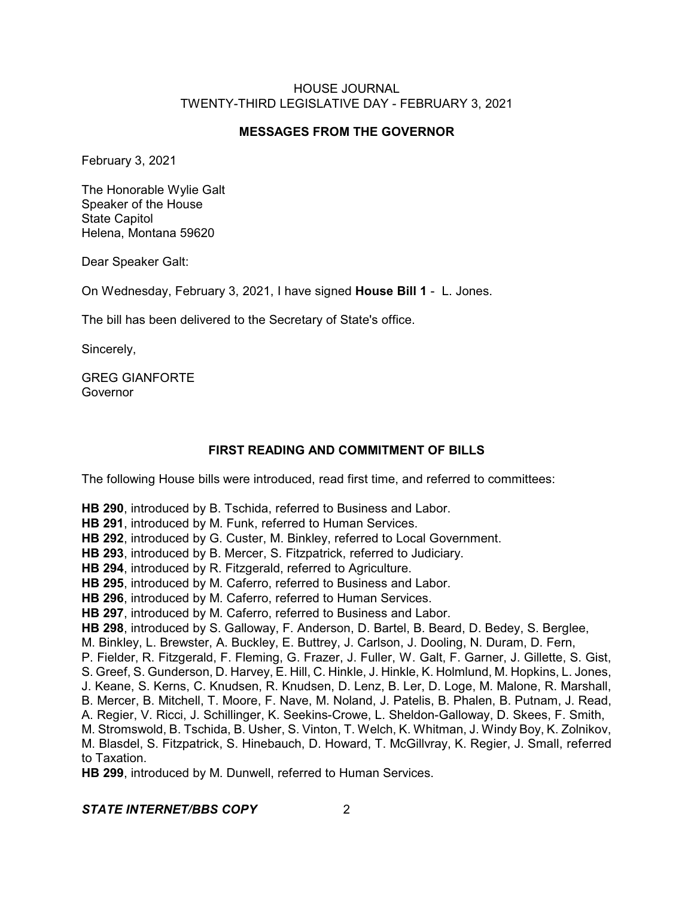## MESSAGES FROM THE GOVERNOR

February 3, 2021

The Honorable Wylie Galt
Speaker of the House
State Capitol
Helena, Montana 59620

Dear Speaker Galt:

On Wednesday, February 3, 2021, I have signed **House Bill 1** - L. Jones.

The bill has been delivered to the Secretary of State's office.

Sincerely,

GREG GIANFORTE
Governor

## FIRST READING AND COMMITMENT OF BILLS

The following House bills were introduced, read first time, and referred to committees:

**HB 290**, introduced by B. Tschida, referred to Business and Labor.
**HB 291**, introduced by M. Funk, referred to Human Services.
**HB 292**, introduced by G. Custer, M. Binkley, referred to Local Government.
**HB 293**, introduced by B. Mercer, S. Fitzpatrick, referred to Judiciary.
**HB 294**, introduced by R. Fitzgerald, referred to Agriculture.
**HB 295**, introduced by M. Caferro, referred to Business and Labor.
**HB 296**, introduced by M. Caferro, referred to Human Services.
**HB 297**, introduced by M. Caferro, referred to Business and Labor.
**HB 298**, introduced by S. Galloway, F. Anderson, D. Bartel, B. Beard, D. Bedey, S. Berglee, M. Binkley, L. Brewster, A. Buckley, E. Buttrey, J. Carlson, J. Dooling, N. Duram, D. Fern, P. Fielder, R. Fitzgerald, F. Fleming, G. Frazer, J. Fuller, W. Galt, F. Garner, J. Gillette, S. Gist, S. Greef, S. Gunderson, D. Harvey, E. Hill, C. Hinkle, J. Hinkle, K. Holmlund, M. Hopkins, L. Jones, J. Keane, S. Kerns, C. Knudsen, R. Knudsen, D. Lenz, B. Ler, D. Loge, M. Malone, R. Marshall, B. Mercer, B. Mitchell, T. Moore, F. Nave, M. Noland, J. Patelis, B. Phalen, B. Putnam, J. Read, A. Regier, V. Ricci, J. Schillinger, K. Seekins-Crowe, L. Sheldon-Galloway, D. Skees, F. Smith, M. Stromswold, B. Tschida, B. Usher, S. Vinton, T. Welch, K. Whitman, J. Windy Boy, K. Zolnikov, M. Blasdel, S. Fitzpatrick, S. Hinebauch, D. Howard, T. McGillvray, K. Regier, J. Small, referred to Taxation.
**HB 299**, introduced by M. Dunwell, referred to Human Services.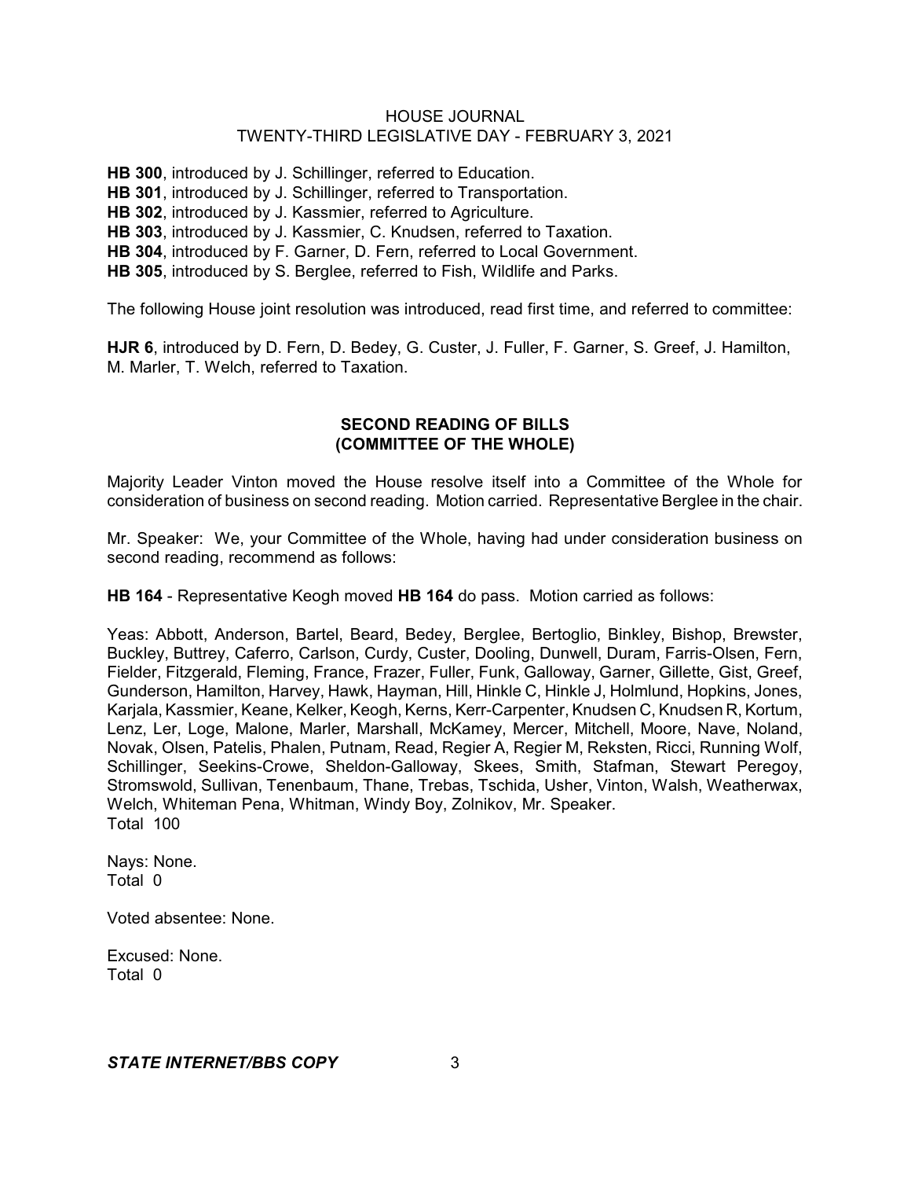**HB 300**, introduced by J. Schillinger, referred to Education.
**HB 301**, introduced by J. Schillinger, referred to Transportation.
**HB 302**, introduced by J. Kassmier, referred to Agriculture.
**HB 303**, introduced by J. Kassmier, C. Knudsen, referred to Taxation.
**HB 304**, introduced by F. Garner, D. Fern, referred to Local Government.
**HB 305**, introduced by S. Berglee, referred to Fish, Wildlife and Parks.

The following House joint resolution was introduced, read first time, and referred to committee:

**HJR 6**, introduced by D. Fern, D. Bedey, G. Custer, J. Fuller, F. Garner, S. Greef, J. Hamilton, M. Marler, T. Welch, referred to Taxation.

## SECOND READING OF BILLS (COMMITTEE OF THE WHOLE)

Majority Leader Vinton moved the House resolve itself into a Committee of the Whole for consideration of business on second reading. Motion carried. Representative Berglee in the chair.

Mr. Speaker: We, your Committee of the Whole, having had under consideration business on second reading, recommend as follows:

**HB 164** - Representative Keogh moved **HB 164** do pass. Motion carried as follows:

Yeas: Abbott, Anderson, Bartel, Beard, Bedey, Berglee, Bertoglio, Binkley, Bishop, Brewster, Buckley, Buttrey, Caferro, Carlson, Curdy, Custer, Dooling, Dunwell, Duram, Farris-Olsen, Fern, Fielder, Fitzgerald, Fleming, France, Frazer, Fuller, Funk, Galloway, Garner, Gillette, Gist, Greef, Gunderson, Hamilton, Harvey, Hawk, Hayman, Hill, Hinkle C, Hinkle J, Holmlund, Hopkins, Jones, Karjala, Kassmier, Keane, Kelker, Keogh, Kerns, Kerr-Carpenter, Knudsen C, Knudsen R, Kortum, Lenz, Ler, Loge, Malone, Marler, Marshall, McKamey, Mercer, Mitchell, Moore, Nave, Noland, Novak, Olsen, Patelis, Phalen, Putnam, Read, Regier A, Regier M, Reksten, Ricci, Running Wolf, Schillinger, Seekins-Crowe, Sheldon-Galloway, Skees, Smith, Stafman, Stewart Peregoy, Stromswold, Sullivan, Tenenbaum, Thane, Trebas, Tschida, Usher, Vinton, Walsh, Weatherwax, Welch, Whiteman Pena, Whitman, Windy Boy, Zolnikov, Mr. Speaker.
Total 100

Nays: None.
Total 0

Voted absentee: None.

Excused: None.
Total 0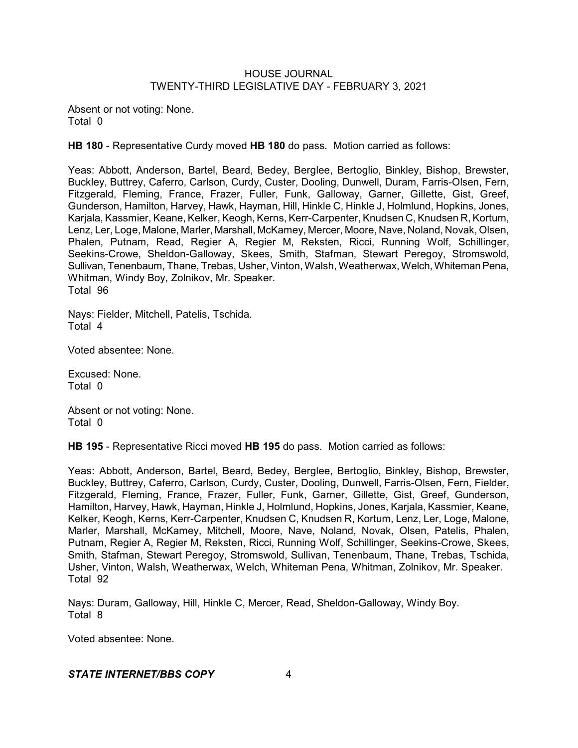Absent or not voting: None.
Total 0

**HB 180** - Representative Curdy moved **HB 180** do pass. Motion carried as follows:

Yeas: Abbott, Anderson, Bartel, Beard, Bedey, Berglee, Bertoglio, Binkley, Bishop, Brewster, Buckley, Buttrey, Caferro, Carlson, Curdy, Custer, Dooling, Dunwell, Duram, Farris-Olsen, Fern, Fitzgerald, Fleming, France, Frazer, Fuller, Funk, Galloway, Garner, Gillette, Gist, Greef, Gunderson, Hamilton, Harvey, Hawk, Hayman, Hill, Hinkle C, Hinkle J, Holmlund, Hopkins, Jones, Karjala, Kassmier, Keane, Kelker, Keogh, Kerns, Kerr-Carpenter, Knudsen C, Knudsen R, Kortum, Lenz, Ler, Loge, Malone, Marler, Marshall, McKamey, Mercer, Moore, Nave, Noland, Novak, Olsen, Phalen, Putnam, Read, Regier A, Regier M, Reksten, Ricci, Running Wolf, Schillinger, Seekins-Crowe, Sheldon-Galloway, Skees, Smith, Stafman, Stewart Peregoy, Stromswold, Sullivan, Tenenbaum, Thane, Trebas, Usher, Vinton, Walsh, Weatherwax, Welch, Whiteman Pena, Whitman, Windy Boy, Zolnikov, Mr. Speaker.
Total 96

Nays: Fielder, Mitchell, Patelis, Tschida.
Total 4

Voted absentee: None.

Excused: None.
Total 0

Absent or not voting: None.
Total 0

**HB 195** - Representative Ricci moved **HB 195** do pass. Motion carried as follows:

Yeas: Abbott, Anderson, Bartel, Beard, Bedey, Berglee, Bertoglio, Binkley, Bishop, Brewster, Buckley, Buttrey, Caferro, Carlson, Curdy, Custer, Dooling, Dunwell, Farris-Olsen, Fern, Fielder, Fitzgerald, Fleming, France, Frazer, Fuller, Funk, Garner, Gillette, Gist, Greef, Gunderson, Hamilton, Harvey, Hawk, Hayman, Hinkle J, Holmlund, Hopkins, Jones, Karjala, Kassmier, Keane, Kelker, Keogh, Kerns, Kerr-Carpenter, Knudsen C, Knudsen R, Kortum, Lenz, Ler, Loge, Malone, Marler, Marshall, McKamey, Mitchell, Moore, Nave, Noland, Novak, Olsen, Patelis, Phalen, Putnam, Regier A, Regier M, Reksten, Ricci, Running Wolf, Schillinger, Seekins-Crowe, Skees, Smith, Stafman, Stewart Peregoy, Stromswold, Sullivan, Tenenbaum, Thane, Trebas, Tschida, Usher, Vinton, Walsh, Weatherwax, Welch, Whiteman Pena, Whitman, Zolnikov, Mr. Speaker.
Total 92

Nays: Duram, Galloway, Hill, Hinkle C, Mercer, Read, Sheldon-Galloway, Windy Boy.
Total 8

Voted absentee: None.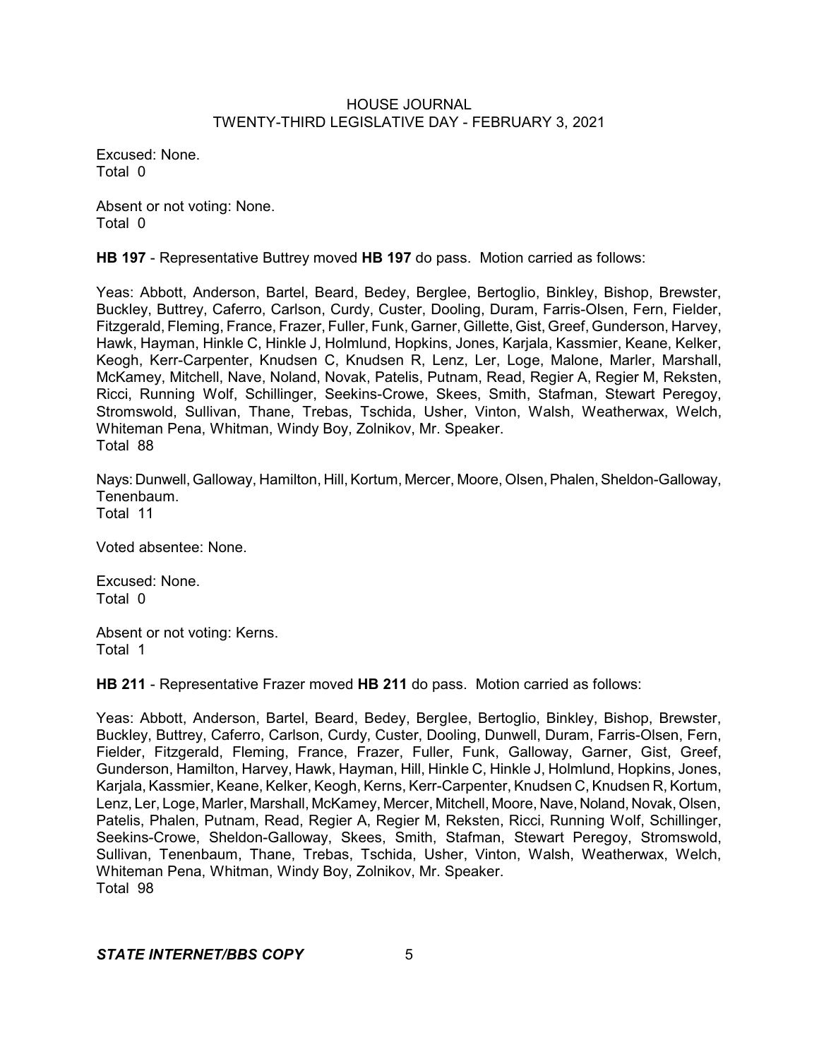Excused: None.
Total 0

Absent or not voting: None.
Total 0

**HB 197** - Representative Buttrey moved **HB 197** do pass. Motion carried as follows:

Yeas: Abbott, Anderson, Bartel, Beard, Bedey, Berglee, Bertoglio, Binkley, Bishop, Brewster, Buckley, Buttrey, Caferro, Carlson, Curdy, Custer, Dooling, Duram, Farris-Olsen, Fern, Fielder, Fitzgerald, Fleming, France, Frazer, Fuller, Funk, Garner, Gillette, Gist, Greef, Gunderson, Harvey, Hawk, Hayman, Hinkle C, Hinkle J, Holmlund, Hopkins, Jones, Karjala, Kassmier, Keane, Kelker, Keogh, Kerr-Carpenter, Knudsen C, Knudsen R, Lenz, Ler, Loge, Malone, Marler, Marshall, McKamey, Mitchell, Nave, Noland, Novak, Patelis, Putnam, Read, Regier A, Regier M, Reksten, Ricci, Running Wolf, Schillinger, Seekins-Crowe, Skees, Smith, Stafman, Stewart Peregoy, Stromswold, Sullivan, Thane, Trebas, Tschida, Usher, Vinton, Walsh, Weatherwax, Welch, Whiteman Pena, Whitman, Windy Boy, Zolnikov, Mr. Speaker.
Total 88

Nays: Dunwell, Galloway, Hamilton, Hill, Kortum, Mercer, Moore, Olsen, Phalen, Sheldon-Galloway, Tenenbaum.
Total 11

Voted absentee: None.

Excused: None.
Total 0

Absent or not voting: Kerns.
Total 1

**HB 211** - Representative Frazer moved **HB 211** do pass. Motion carried as follows:

Yeas: Abbott, Anderson, Bartel, Beard, Bedey, Berglee, Bertoglio, Binkley, Bishop, Brewster, Buckley, Buttrey, Caferro, Carlson, Curdy, Custer, Dooling, Dunwell, Duram, Farris-Olsen, Fern, Fielder, Fitzgerald, Fleming, France, Frazer, Fuller, Funk, Galloway, Garner, Gist, Greef, Gunderson, Hamilton, Harvey, Hawk, Hayman, Hill, Hinkle C, Hinkle J, Holmlund, Hopkins, Jones, Karjala, Kassmier, Keane, Kelker, Keogh, Kerns, Kerr-Carpenter, Knudsen C, Knudsen R, Kortum, Lenz, Ler, Loge, Marler, Marshall, McKamey, Mercer, Mitchell, Moore, Nave, Noland, Novak, Olsen, Patelis, Phalen, Putnam, Read, Regier A, Regier M, Reksten, Ricci, Running Wolf, Schillinger, Seekins-Crowe, Sheldon-Galloway, Skees, Smith, Stafman, Stewart Peregoy, Stromswold, Sullivan, Tenenbaum, Thane, Trebas, Tschida, Usher, Vinton, Walsh, Weatherwax, Welch, Whiteman Pena, Whitman, Windy Boy, Zolnikov, Mr. Speaker.
Total 98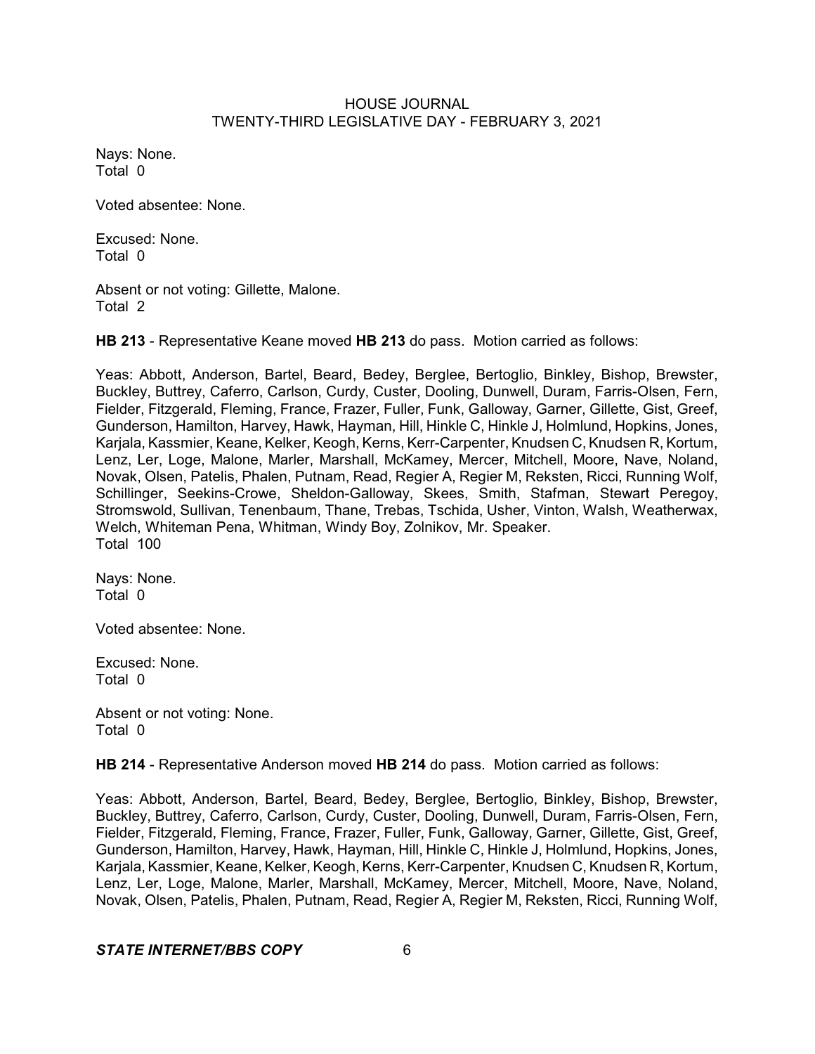Nays: None.
Total 0

Voted absentee: None.

Excused: None.
Total 0

Absent or not voting: Gillette, Malone.
Total 2

**HB 213** - Representative Keane moved **HB 213** do pass. Motion carried as follows:

Yeas: Abbott, Anderson, Bartel, Beard, Bedey, Berglee, Bertoglio, Binkley, Bishop, Brewster, Buckley, Buttrey, Caferro, Carlson, Curdy, Custer, Dooling, Dunwell, Duram, Farris-Olsen, Fern, Fielder, Fitzgerald, Fleming, France, Frazer, Fuller, Funk, Galloway, Garner, Gillette, Gist, Greef, Gunderson, Hamilton, Harvey, Hawk, Hayman, Hill, Hinkle C, Hinkle J, Holmlund, Hopkins, Jones, Karjala, Kassmier, Keane, Kelker, Keogh, Kerns, Kerr-Carpenter, Knudsen C, Knudsen R, Kortum, Lenz, Ler, Loge, Malone, Marler, Marshall, McKamey, Mercer, Mitchell, Moore, Nave, Noland, Novak, Olsen, Patelis, Phalen, Putnam, Read, Regier A, Regier M, Reksten, Ricci, Running Wolf, Schillinger, Seekins-Crowe, Sheldon-Galloway, Skees, Smith, Stafman, Stewart Peregoy, Stromswold, Sullivan, Tenenbaum, Thane, Trebas, Tschida, Usher, Vinton, Walsh, Weatherwax, Welch, Whiteman Pena, Whitman, Windy Boy, Zolnikov, Mr. Speaker.
Total 100

Nays: None.
Total 0

Voted absentee: None.

Excused: None.
Total 0

Absent or not voting: None.
Total 0

**HB 214** - Representative Anderson moved **HB 214** do pass. Motion carried as follows:

Yeas: Abbott, Anderson, Bartel, Beard, Bedey, Berglee, Bertoglio, Binkley, Bishop, Brewster, Buckley, Buttrey, Caferro, Carlson, Curdy, Custer, Dooling, Dunwell, Duram, Farris-Olsen, Fern, Fielder, Fitzgerald, Fleming, France, Frazer, Fuller, Funk, Galloway, Garner, Gillette, Gist, Greef, Gunderson, Hamilton, Harvey, Hawk, Hayman, Hill, Hinkle C, Hinkle J, Holmlund, Hopkins, Jones, Karjala, Kassmier, Keane, Kelker, Keogh, Kerns, Kerr-Carpenter, Knudsen C, Knudsen R, Kortum, Lenz, Ler, Loge, Malone, Marler, Marshall, McKamey, Mercer, Mitchell, Moore, Nave, Noland, Novak, Olsen, Patelis, Phalen, Putnam, Read, Regier A, Regier M, Reksten, Ricci, Running Wolf,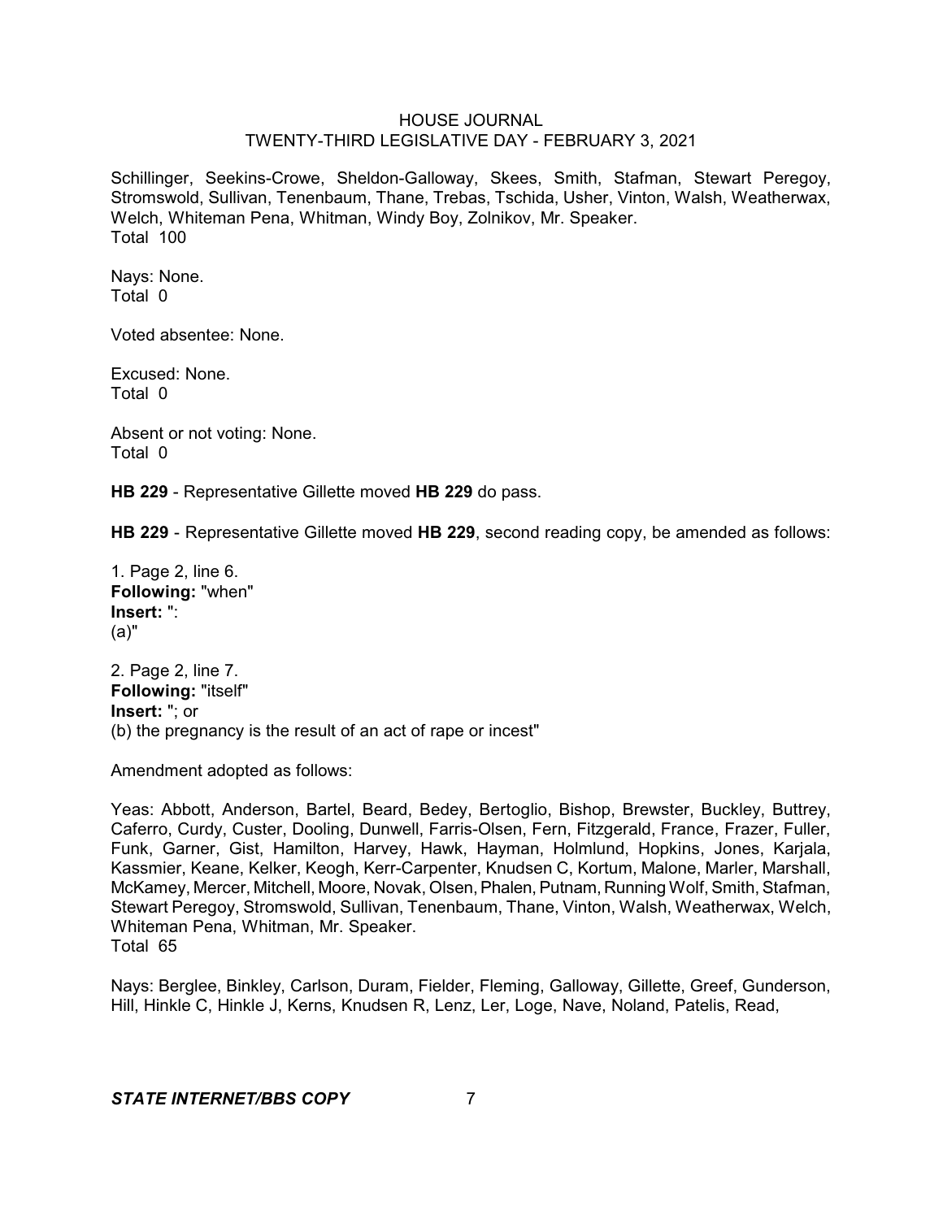Schillinger, Seekins-Crowe, Sheldon-Galloway, Skees, Smith, Stafman, Stewart Peregoy, Stromswold, Sullivan, Tenenbaum, Thane, Trebas, Tschida, Usher, Vinton, Walsh, Weatherwax, Welch, Whiteman Pena, Whitman, Windy Boy, Zolnikov, Mr. Speaker.
Total 100

Nays: None.
Total 0

Voted absentee: None.

Excused: None.
Total 0

Absent or not voting: None.
Total 0

**HB 229** - Representative Gillette moved **HB 229** do pass.

**HB 229** - Representative Gillette moved **HB 229**, second reading copy, be amended as follows:

1. Page 2, line 6.
**Following:** "when"
**Insert:** ":
(a)"

2. Page 2, line 7.
**Following:** "itself"
**Insert:** "; or
(b) the pregnancy is the result of an act of rape or incest"

Amendment adopted as follows:

Yeas: Abbott, Anderson, Bartel, Beard, Bedey, Bertoglio, Bishop, Brewster, Buckley, Buttrey, Caferro, Curdy, Custer, Dooling, Dunwell, Farris-Olsen, Fern, Fitzgerald, France, Frazer, Fuller, Funk, Garner, Gist, Hamilton, Harvey, Hawk, Hayman, Holmlund, Hopkins, Jones, Karjala, Kassmier, Keane, Kelker, Keogh, Kerr-Carpenter, Knudsen C, Kortum, Malone, Marler, Marshall, McKamey, Mercer, Mitchell, Moore, Novak, Olsen, Phalen, Putnam, Running Wolf, Smith, Stafman, Stewart Peregoy, Stromswold, Sullivan, Tenenbaum, Thane, Vinton, Walsh, Weatherwax, Welch, Whiteman Pena, Whitman, Mr. Speaker.
Total 65

Nays: Berglee, Binkley, Carlson, Duram, Fielder, Fleming, Galloway, Gillette, Greef, Gunderson, Hill, Hinkle C, Hinkle J, Kerns, Knudsen R, Lenz, Ler, Loge, Nave, Noland, Patelis, Read,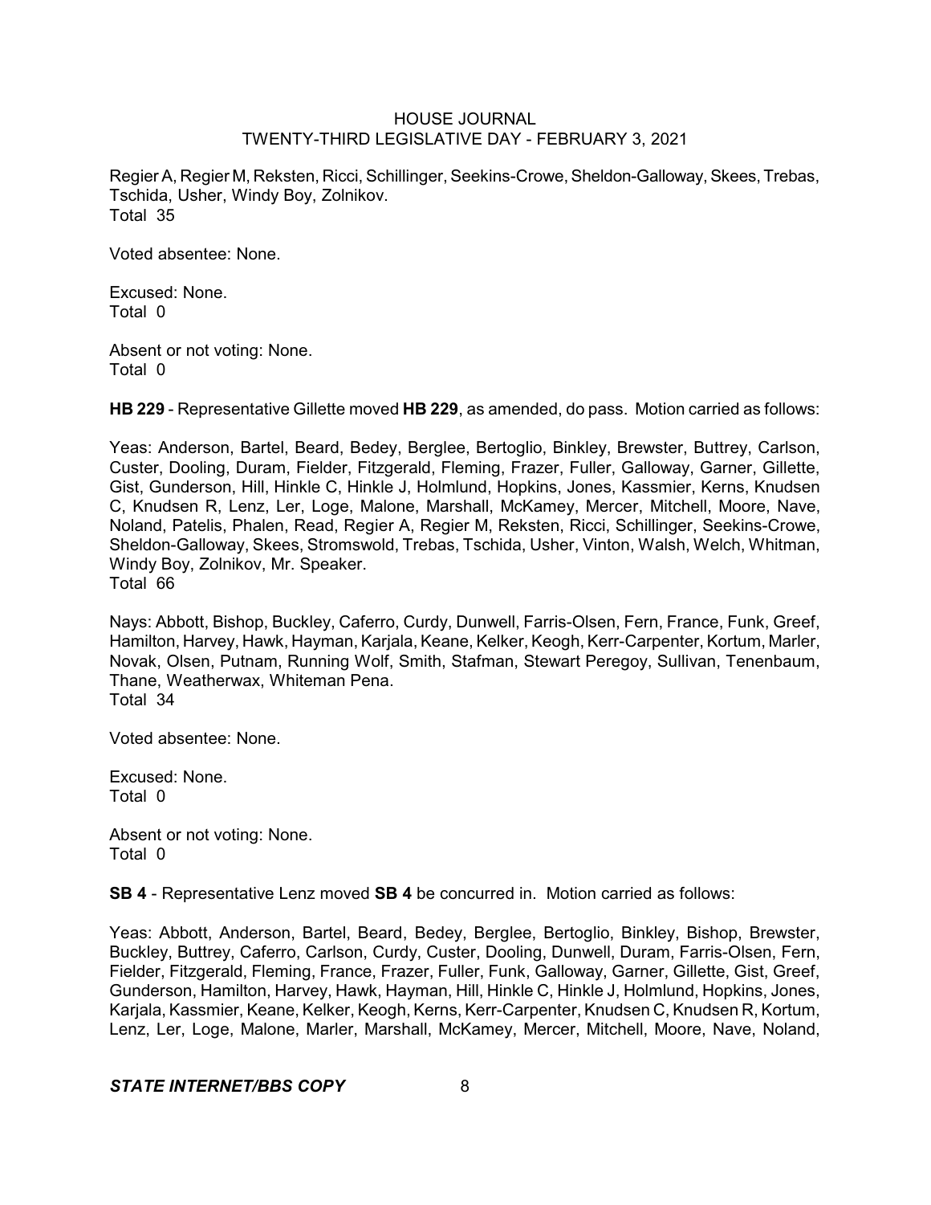Regier A, Regier M, Reksten, Ricci, Schillinger, Seekins-Crowe, Sheldon-Galloway, Skees, Trebas, Tschida, Usher, Windy Boy, Zolnikov.
Total 35

Voted absentee: None.

Excused: None.
Total 0

Absent or not voting: None.
Total 0

**HB 229** - Representative Gillette moved **HB 229**, as amended, do pass. Motion carried as follows:

Yeas: Anderson, Bartel, Beard, Bedey, Berglee, Bertoglio, Binkley, Brewster, Buttrey, Carlson, Custer, Dooling, Duram, Fielder, Fitzgerald, Fleming, Frazer, Fuller, Galloway, Garner, Gillette, Gist, Gunderson, Hill, Hinkle C, Hinkle J, Holmlund, Hopkins, Jones, Kassmier, Kerns, Knudsen C, Knudsen R, Lenz, Ler, Loge, Malone, Marshall, McKamey, Mercer, Mitchell, Moore, Nave, Noland, Patelis, Phalen, Read, Regier A, Regier M, Reksten, Ricci, Schillinger, Seekins-Crowe, Sheldon-Galloway, Skees, Stromswold, Trebas, Tschida, Usher, Vinton, Walsh, Welch, Whitman, Windy Boy, Zolnikov, Mr. Speaker.
Total 66

Nays: Abbott, Bishop, Buckley, Caferro, Curdy, Dunwell, Farris-Olsen, Fern, France, Funk, Greef, Hamilton, Harvey, Hawk, Hayman, Karjala, Keane, Kelker, Keogh, Kerr-Carpenter, Kortum, Marler, Novak, Olsen, Putnam, Running Wolf, Smith, Stafman, Stewart Peregoy, Sullivan, Tenenbaum, Thane, Weatherwax, Whiteman Pena.
Total 34

Voted absentee: None.

Excused: None.
Total 0

Absent or not voting: None.
Total 0

**SB 4** - Representative Lenz moved **SB 4** be concurred in. Motion carried as follows:

Yeas: Abbott, Anderson, Bartel, Beard, Bedey, Berglee, Bertoglio, Binkley, Bishop, Brewster, Buckley, Buttrey, Caferro, Carlson, Curdy, Custer, Dooling, Dunwell, Duram, Farris-Olsen, Fern, Fielder, Fitzgerald, Fleming, France, Frazer, Fuller, Funk, Galloway, Garner, Gillette, Gist, Greef, Gunderson, Hamilton, Harvey, Hawk, Hayman, Hill, Hinkle C, Hinkle J, Holmlund, Hopkins, Jones, Karjala, Kassmier, Keane, Kelker, Keogh, Kerns, Kerr-Carpenter, Knudsen C, Knudsen R, Kortum, Lenz, Ler, Loge, Malone, Marler, Marshall, McKamey, Mercer, Mitchell, Moore, Nave, Noland,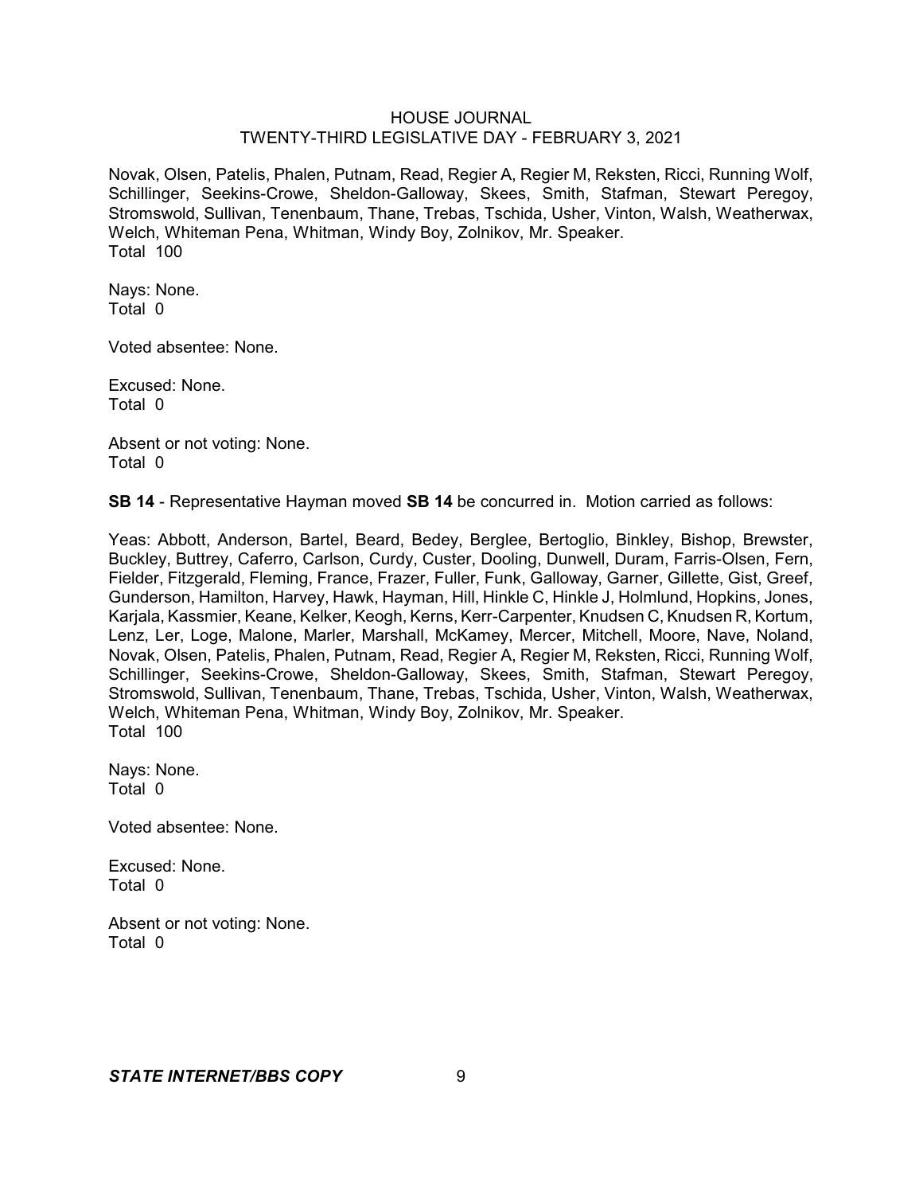Novak, Olsen, Patelis, Phalen, Putnam, Read, Regier A, Regier M, Reksten, Ricci, Running Wolf, Schillinger, Seekins-Crowe, Sheldon-Galloway, Skees, Smith, Stafman, Stewart Peregoy, Stromswold, Sullivan, Tenenbaum, Thane, Trebas, Tschida, Usher, Vinton, Walsh, Weatherwax, Welch, Whiteman Pena, Whitman, Windy Boy, Zolnikov, Mr. Speaker.
Total 100

Nays: None.
Total 0

Voted absentee: None.

Excused: None.
Total 0

Absent or not voting: None.
Total 0

**SB 14** - Representative Hayman moved **SB 14** be concurred in. Motion carried as follows:

Yeas: Abbott, Anderson, Bartel, Beard, Bedey, Berglee, Bertoglio, Binkley, Bishop, Brewster, Buckley, Buttrey, Caferro, Carlson, Curdy, Custer, Dooling, Dunwell, Duram, Farris-Olsen, Fern, Fielder, Fitzgerald, Fleming, France, Frazer, Fuller, Funk, Galloway, Garner, Gillette, Gist, Greef, Gunderson, Hamilton, Harvey, Hawk, Hayman, Hill, Hinkle C, Hinkle J, Holmlund, Hopkins, Jones, Karjala, Kassmier, Keane, Kelker, Keogh, Kerns, Kerr-Carpenter, Knudsen C, Knudsen R, Kortum, Lenz, Ler, Loge, Malone, Marler, Marshall, McKamey, Mercer, Mitchell, Moore, Nave, Noland, Novak, Olsen, Patelis, Phalen, Putnam, Read, Regier A, Regier M, Reksten, Ricci, Running Wolf, Schillinger, Seekins-Crowe, Sheldon-Galloway, Skees, Smith, Stafman, Stewart Peregoy, Stromswold, Sullivan, Tenenbaum, Thane, Trebas, Tschida, Usher, Vinton, Walsh, Weatherwax, Welch, Whiteman Pena, Whitman, Windy Boy, Zolnikov, Mr. Speaker.
Total 100

Nays: None.
Total 0

Voted absentee: None.

Excused: None.
Total 0

Absent or not voting: None.
Total 0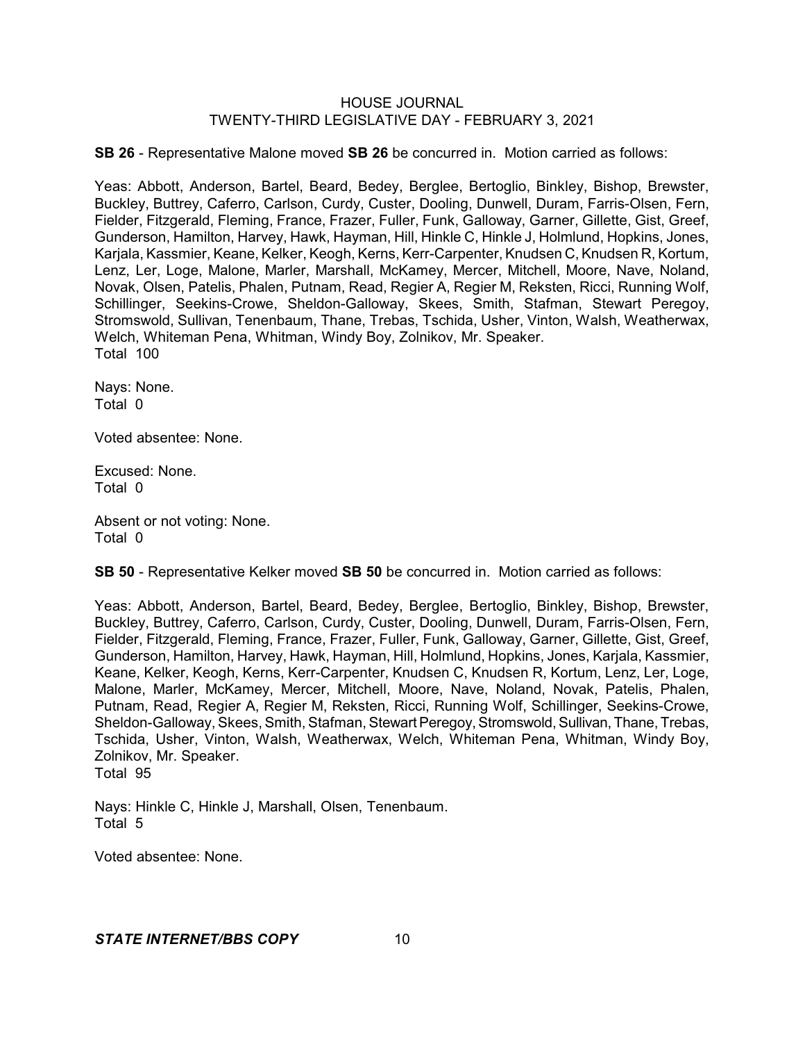**SB 26** - Representative Malone moved **SB 26** be concurred in. Motion carried as follows:

Yeas: Abbott, Anderson, Bartel, Beard, Bedey, Berglee, Bertoglio, Binkley, Bishop, Brewster, Buckley, Buttrey, Caferro, Carlson, Curdy, Custer, Dooling, Dunwell, Duram, Farris-Olsen, Fern, Fielder, Fitzgerald, Fleming, France, Frazer, Fuller, Funk, Galloway, Garner, Gillette, Gist, Greef, Gunderson, Hamilton, Harvey, Hawk, Hayman, Hill, Hinkle C, Hinkle J, Holmlund, Hopkins, Jones, Karjala, Kassmier, Keane, Kelker, Keogh, Kerns, Kerr-Carpenter, Knudsen C, Knudsen R, Kortum, Lenz, Ler, Loge, Malone, Marler, Marshall, McKamey, Mercer, Mitchell, Moore, Nave, Noland, Novak, Olsen, Patelis, Phalen, Putnam, Read, Regier A, Regier M, Reksten, Ricci, Running Wolf, Schillinger, Seekins-Crowe, Sheldon-Galloway, Skees, Smith, Stafman, Stewart Peregoy, Stromswold, Sullivan, Tenenbaum, Thane, Trebas, Tschida, Usher, Vinton, Walsh, Weatherwax, Welch, Whiteman Pena, Whitman, Windy Boy, Zolnikov, Mr. Speaker.
Total 100

Nays: None.
Total 0

Voted absentee: None.

Excused: None.
Total 0

Absent or not voting: None.
Total 0

**SB 50** - Representative Kelker moved **SB 50** be concurred in. Motion carried as follows:

Yeas: Abbott, Anderson, Bartel, Beard, Bedey, Berglee, Bertoglio, Binkley, Bishop, Brewster, Buckley, Buttrey, Caferro, Carlson, Curdy, Custer, Dooling, Dunwell, Duram, Farris-Olsen, Fern, Fielder, Fitzgerald, Fleming, France, Frazer, Fuller, Funk, Galloway, Garner, Gillette, Gist, Greef, Gunderson, Hamilton, Harvey, Hawk, Hayman, Hill, Holmlund, Hopkins, Jones, Karjala, Kassmier, Keane, Kelker, Keogh, Kerns, Kerr-Carpenter, Knudsen C, Knudsen R, Kortum, Lenz, Ler, Loge, Malone, Marler, McKamey, Mercer, Mitchell, Moore, Nave, Noland, Novak, Patelis, Phalen, Putnam, Read, Regier A, Regier M, Reksten, Ricci, Running Wolf, Schillinger, Seekins-Crowe, Sheldon-Galloway, Skees, Smith, Stafman, Stewart Peregoy, Stromswold, Sullivan, Thane, Trebas, Tschida, Usher, Vinton, Walsh, Weatherwax, Welch, Whiteman Pena, Whitman, Windy Boy, Zolnikov, Mr. Speaker.
Total 95

Nays: Hinkle C, Hinkle J, Marshall, Olsen, Tenenbaum.
Total 5

Voted absentee: None.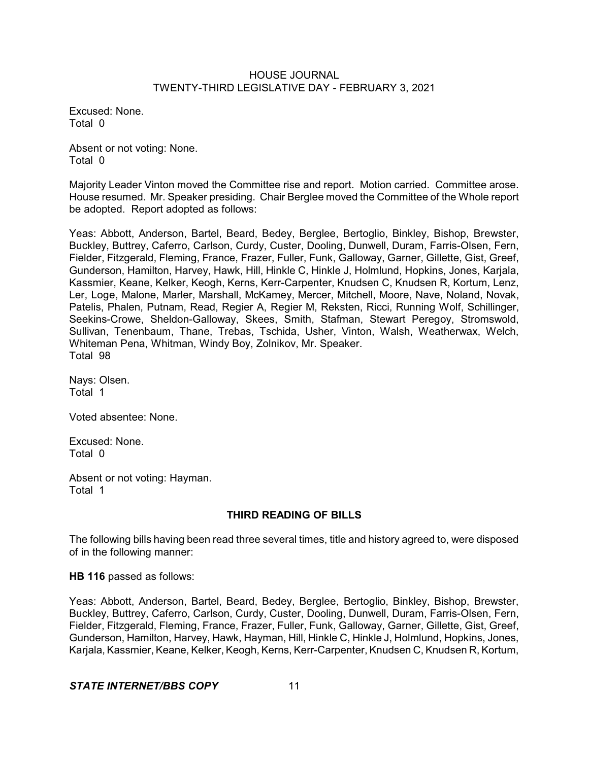Excused: None.
Total 0

Absent or not voting: None.
Total 0

Majority Leader Vinton moved the Committee rise and report. Motion carried. Committee arose. House resumed. Mr. Speaker presiding. Chair Berglee moved the Committee of the Whole report be adopted. Report adopted as follows:

Yeas: Abbott, Anderson, Bartel, Beard, Bedey, Berglee, Bertoglio, Binkley, Bishop, Brewster, Buckley, Buttrey, Caferro, Carlson, Curdy, Custer, Dooling, Dunwell, Duram, Farris-Olsen, Fern, Fielder, Fitzgerald, Fleming, France, Frazer, Fuller, Funk, Galloway, Garner, Gillette, Gist, Greef, Gunderson, Hamilton, Harvey, Hawk, Hill, Hinkle C, Hinkle J, Holmlund, Hopkins, Jones, Karjala, Kassmier, Keane, Kelker, Keogh, Kerns, Kerr-Carpenter, Knudsen C, Knudsen R, Kortum, Lenz, Ler, Loge, Malone, Marler, Marshall, McKamey, Mercer, Mitchell, Moore, Nave, Noland, Novak, Patelis, Phalen, Putnam, Read, Regier A, Regier M, Reksten, Ricci, Running Wolf, Schillinger, Seekins-Crowe, Sheldon-Galloway, Skees, Smith, Stafman, Stewart Peregoy, Stromswold, Sullivan, Tenenbaum, Thane, Trebas, Tschida, Usher, Vinton, Walsh, Weatherwax, Welch, Whiteman Pena, Whitman, Windy Boy, Zolnikov, Mr. Speaker.
Total 98

Nays: Olsen.
Total 1

Voted absentee: None.

Excused: None.
Total 0

Absent or not voting: Hayman.
Total 1

## THIRD READING OF BILLS

The following bills having been read three several times, title and history agreed to, were disposed of in the following manner:

**HB 116** passed as follows:

Yeas: Abbott, Anderson, Bartel, Beard, Bedey, Berglee, Bertoglio, Binkley, Bishop, Brewster, Buckley, Buttrey, Caferro, Carlson, Curdy, Custer, Dooling, Dunwell, Duram, Farris-Olsen, Fern, Fielder, Fitzgerald, Fleming, France, Frazer, Fuller, Funk, Galloway, Garner, Gillette, Gist, Greef, Gunderson, Hamilton, Harvey, Hawk, Hayman, Hill, Hinkle C, Hinkle J, Holmlund, Hopkins, Jones, Karjala, Kassmier, Keane, Kelker, Keogh, Kerns, Kerr-Carpenter, Knudsen C, Knudsen R, Kortum,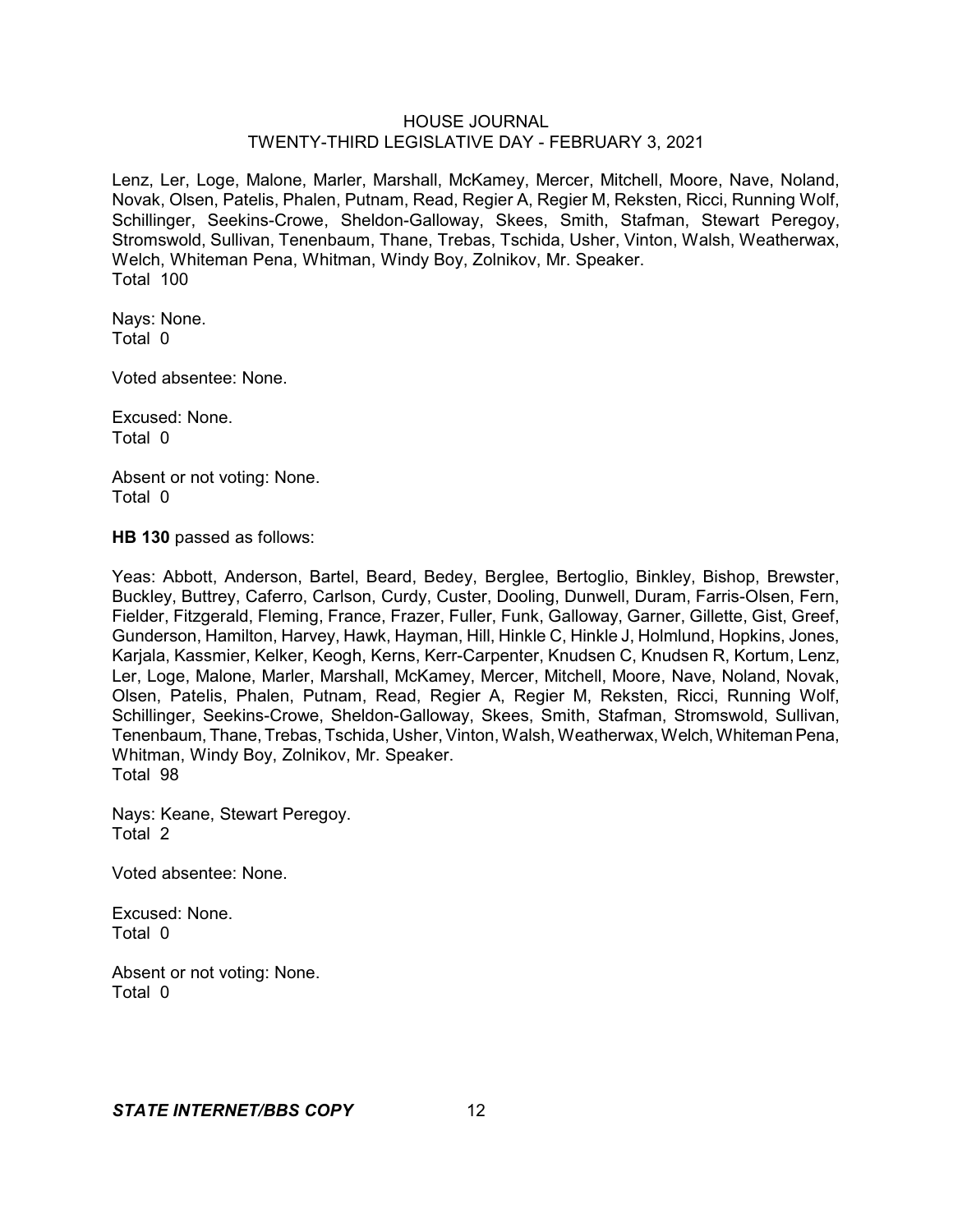Lenz, Ler, Loge, Malone, Marler, Marshall, McKamey, Mercer, Mitchell, Moore, Nave, Noland, Novak, Olsen, Patelis, Phalen, Putnam, Read, Regier A, Regier M, Reksten, Ricci, Running Wolf, Schillinger, Seekins-Crowe, Sheldon-Galloway, Skees, Smith, Stafman, Stewart Peregoy, Stromswold, Sullivan, Tenenbaum, Thane, Trebas, Tschida, Usher, Vinton, Walsh, Weatherwax, Welch, Whiteman Pena, Whitman, Windy Boy, Zolnikov, Mr. Speaker.
Total 100

Nays: None.
Total 0

Voted absentee: None.

Excused: None.
Total 0

Absent or not voting: None.
Total 0

**HB 130** passed as follows:

Yeas: Abbott, Anderson, Bartel, Beard, Bedey, Berglee, Bertoglio, Binkley, Bishop, Brewster, Buckley, Buttrey, Caferro, Carlson, Curdy, Custer, Dooling, Dunwell, Duram, Farris-Olsen, Fern, Fielder, Fitzgerald, Fleming, France, Frazer, Fuller, Funk, Galloway, Garner, Gillette, Gist, Greef, Gunderson, Hamilton, Harvey, Hawk, Hayman, Hill, Hinkle C, Hinkle J, Holmlund, Hopkins, Jones, Karjala, Kassmier, Kelker, Keogh, Kerns, Kerr-Carpenter, Knudsen C, Knudsen R, Kortum, Lenz, Ler, Loge, Malone, Marler, Marshall, McKamey, Mercer, Mitchell, Moore, Nave, Noland, Novak, Olsen, Patelis, Phalen, Putnam, Read, Regier A, Regier M, Reksten, Ricci, Running Wolf, Schillinger, Seekins-Crowe, Sheldon-Galloway, Skees, Smith, Stafman, Stromswold, Sullivan, Tenenbaum, Thane, Trebas, Tschida, Usher, Vinton, Walsh, Weatherwax, Welch, Whiteman Pena, Whitman, Windy Boy, Zolnikov, Mr. Speaker.
Total 98

Nays: Keane, Stewart Peregoy.
Total 2

Voted absentee: None.

Excused: None.
Total 0

Absent or not voting: None.
Total 0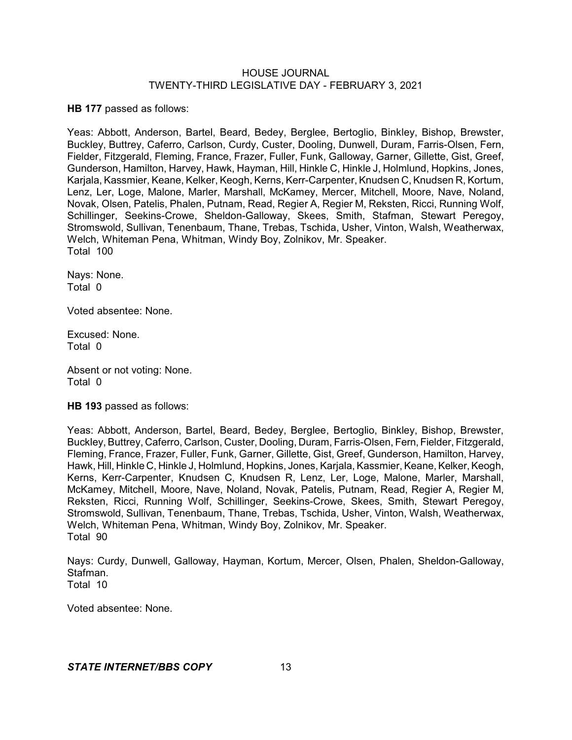**HB 177** passed as follows:

Yeas: Abbott, Anderson, Bartel, Beard, Bedey, Berglee, Bertoglio, Binkley, Bishop, Brewster, Buckley, Buttrey, Caferro, Carlson, Curdy, Custer, Dooling, Dunwell, Duram, Farris-Olsen, Fern, Fielder, Fitzgerald, Fleming, France, Frazer, Fuller, Funk, Galloway, Garner, Gillette, Gist, Greef, Gunderson, Hamilton, Harvey, Hawk, Hayman, Hill, Hinkle C, Hinkle J, Holmlund, Hopkins, Jones, Karjala, Kassmier, Keane, Kelker, Keogh, Kerns, Kerr-Carpenter, Knudsen C, Knudsen R, Kortum, Lenz, Ler, Loge, Malone, Marler, Marshall, McKamey, Mercer, Mitchell, Moore, Nave, Noland, Novak, Olsen, Patelis, Phalen, Putnam, Read, Regier A, Regier M, Reksten, Ricci, Running Wolf, Schillinger, Seekins-Crowe, Sheldon-Galloway, Skees, Smith, Stafman, Stewart Peregoy, Stromswold, Sullivan, Tenenbaum, Thane, Trebas, Tschida, Usher, Vinton, Walsh, Weatherwax, Welch, Whiteman Pena, Whitman, Windy Boy, Zolnikov, Mr. Speaker.
Total 100

Nays: None.
Total 0

Voted absentee: None.

Excused: None.
Total 0

Absent or not voting: None.
Total 0

**HB 193** passed as follows:

Yeas: Abbott, Anderson, Bartel, Beard, Bedey, Berglee, Bertoglio, Binkley, Bishop, Brewster, Buckley, Buttrey, Caferro, Carlson, Custer, Dooling, Duram, Farris-Olsen, Fern, Fielder, Fitzgerald, Fleming, France, Frazer, Fuller, Funk, Garner, Gillette, Gist, Greef, Gunderson, Hamilton, Harvey, Hawk, Hill, Hinkle C, Hinkle J, Holmlund, Hopkins, Jones, Karjala, Kassmier, Keane, Kelker, Keogh, Kerns, Kerr-Carpenter, Knudsen C, Knudsen R, Lenz, Ler, Loge, Malone, Marler, Marshall, McKamey, Mitchell, Moore, Nave, Noland, Novak, Patelis, Putnam, Read, Regier A, Regier M, Reksten, Ricci, Running Wolf, Schillinger, Seekins-Crowe, Skees, Smith, Stewart Peregoy, Stromswold, Sullivan, Tenenbaum, Thane, Trebas, Tschida, Usher, Vinton, Walsh, Weatherwax, Welch, Whiteman Pena, Whitman, Windy Boy, Zolnikov, Mr. Speaker.
Total 90

Nays: Curdy, Dunwell, Galloway, Hayman, Kortum, Mercer, Olsen, Phalen, Sheldon-Galloway, Stafman.
Total 10

Voted absentee: None.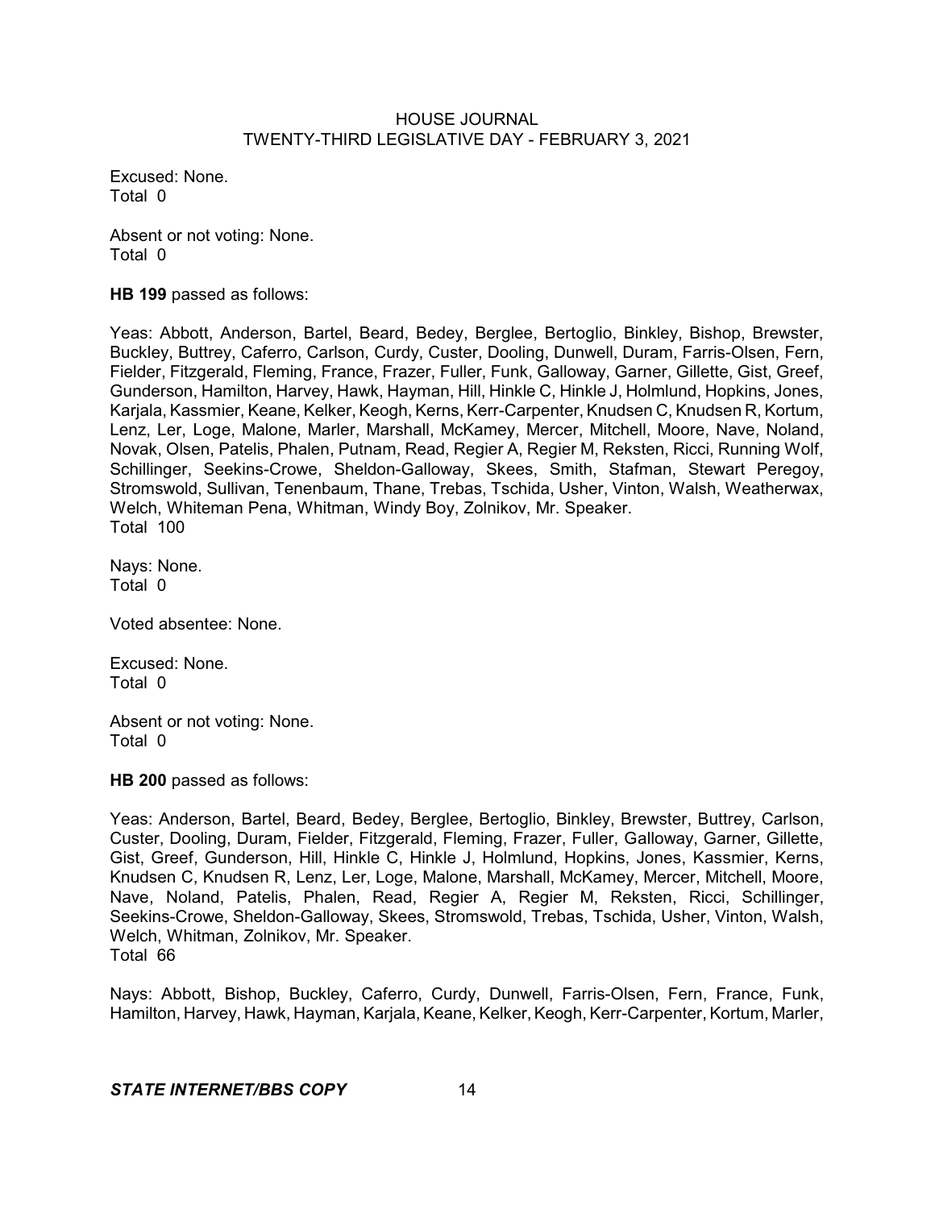Excused: None.
Total 0

Absent or not voting: None.
Total 0

**HB 199** passed as follows:

Yeas: Abbott, Anderson, Bartel, Beard, Bedey, Berglee, Bertoglio, Binkley, Bishop, Brewster, Buckley, Buttrey, Caferro, Carlson, Curdy, Custer, Dooling, Dunwell, Duram, Farris-Olsen, Fern, Fielder, Fitzgerald, Fleming, France, Frazer, Fuller, Funk, Galloway, Garner, Gillette, Gist, Greef, Gunderson, Hamilton, Harvey, Hawk, Hayman, Hill, Hinkle C, Hinkle J, Holmlund, Hopkins, Jones, Karjala, Kassmier, Keane, Kelker, Keogh, Kerns, Kerr-Carpenter, Knudsen C, Knudsen R, Kortum, Lenz, Ler, Loge, Malone, Marler, Marshall, McKamey, Mercer, Mitchell, Moore, Nave, Noland, Novak, Olsen, Patelis, Phalen, Putnam, Read, Regier A, Regier M, Reksten, Ricci, Running Wolf, Schillinger, Seekins-Crowe, Sheldon-Galloway, Skees, Smith, Stafman, Stewart Peregoy, Stromswold, Sullivan, Tenenbaum, Thane, Trebas, Tschida, Usher, Vinton, Walsh, Weatherwax, Welch, Whiteman Pena, Whitman, Windy Boy, Zolnikov, Mr. Speaker.
Total 100

Nays: None.
Total 0

Voted absentee: None.

Excused: None.
Total 0

Absent or not voting: None.
Total 0

**HB 200** passed as follows:

Yeas: Anderson, Bartel, Beard, Bedey, Berglee, Bertoglio, Binkley, Brewster, Buttrey, Carlson, Custer, Dooling, Duram, Fielder, Fitzgerald, Fleming, Frazer, Fuller, Galloway, Garner, Gillette, Gist, Greef, Gunderson, Hill, Hinkle C, Hinkle J, Holmlund, Hopkins, Jones, Kassmier, Kerns, Knudsen C, Knudsen R, Lenz, Ler, Loge, Malone, Marshall, McKamey, Mercer, Mitchell, Moore, Nave, Noland, Patelis, Phalen, Read, Regier A, Regier M, Reksten, Ricci, Schillinger, Seekins-Crowe, Sheldon-Galloway, Skees, Stromswold, Trebas, Tschida, Usher, Vinton, Walsh, Welch, Whitman, Zolnikov, Mr. Speaker.
Total 66

Nays: Abbott, Bishop, Buckley, Caferro, Curdy, Dunwell, Farris-Olsen, Fern, France, Funk, Hamilton, Harvey, Hawk, Hayman, Karjala, Keane, Kelker, Keogh, Kerr-Carpenter, Kortum, Marler,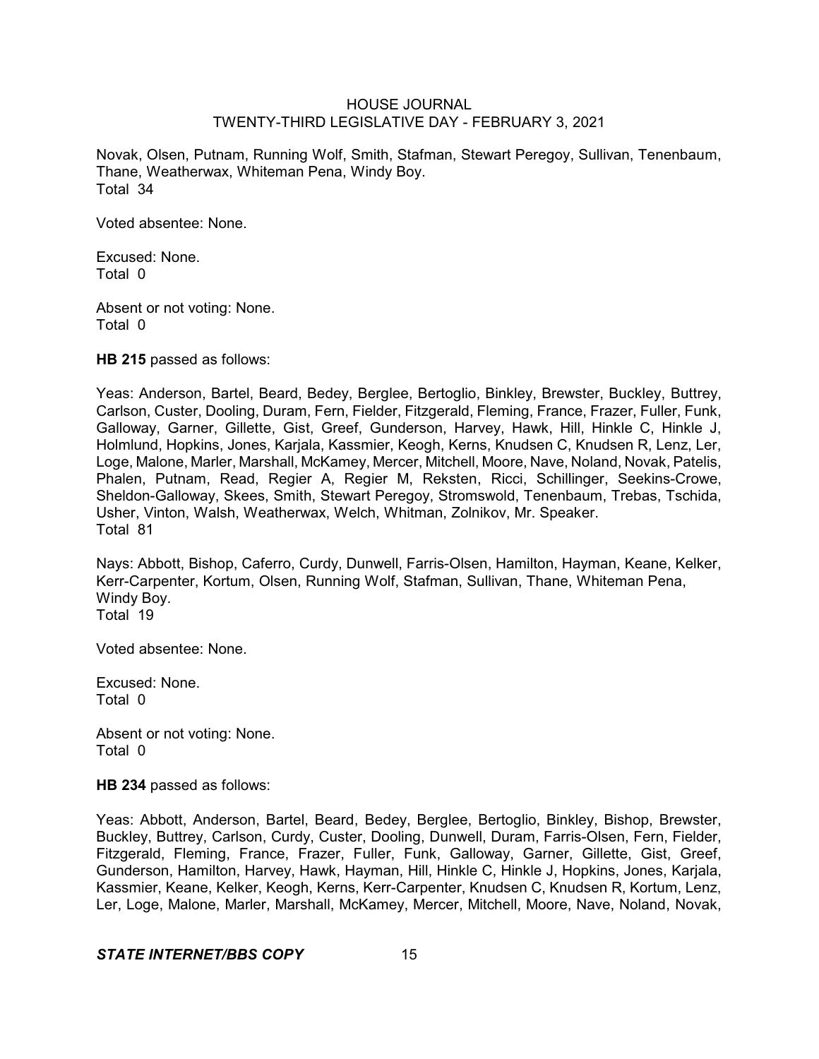Novak, Olsen, Putnam, Running Wolf, Smith, Stafman, Stewart Peregoy, Sullivan, Tenenbaum, Thane, Weatherwax, Whiteman Pena, Windy Boy.
Total 34

Voted absentee: None.

Excused: None.
Total 0

Absent or not voting: None.
Total 0

**HB 215** passed as follows:

Yeas: Anderson, Bartel, Beard, Bedey, Berglee, Bertoglio, Binkley, Brewster, Buckley, Buttrey, Carlson, Custer, Dooling, Duram, Fern, Fielder, Fitzgerald, Fleming, France, Frazer, Fuller, Funk, Galloway, Garner, Gillette, Gist, Greef, Gunderson, Harvey, Hawk, Hill, Hinkle C, Hinkle J, Holmlund, Hopkins, Jones, Karjala, Kassmier, Keogh, Kerns, Knudsen C, Knudsen R, Lenz, Ler, Loge, Malone, Marler, Marshall, McKamey, Mercer, Mitchell, Moore, Nave, Noland, Novak, Patelis, Phalen, Putnam, Read, Regier A, Regier M, Reksten, Ricci, Schillinger, Seekins-Crowe, Sheldon-Galloway, Skees, Smith, Stewart Peregoy, Stromswold, Tenenbaum, Trebas, Tschida, Usher, Vinton, Walsh, Weatherwax, Welch, Whitman, Zolnikov, Mr. Speaker.
Total 81

Nays: Abbott, Bishop, Caferro, Curdy, Dunwell, Farris-Olsen, Hamilton, Hayman, Keane, Kelker, Kerr-Carpenter, Kortum, Olsen, Running Wolf, Stafman, Sullivan, Thane, Whiteman Pena, Windy Boy.
Total 19

Voted absentee: None.

Excused: None.
Total 0

Absent or not voting: None.
Total 0

**HB 234** passed as follows:

Yeas: Abbott, Anderson, Bartel, Beard, Bedey, Berglee, Bertoglio, Binkley, Bishop, Brewster, Buckley, Buttrey, Carlson, Curdy, Custer, Dooling, Dunwell, Duram, Farris-Olsen, Fern, Fielder, Fitzgerald, Fleming, France, Frazer, Fuller, Funk, Galloway, Garner, Gillette, Gist, Greef, Gunderson, Hamilton, Harvey, Hawk, Hayman, Hill, Hinkle C, Hinkle J, Hopkins, Jones, Karjala, Kassmier, Keane, Kelker, Keogh, Kerns, Kerr-Carpenter, Knudsen C, Knudsen R, Kortum, Lenz, Ler, Loge, Malone, Marler, Marshall, McKamey, Mercer, Mitchell, Moore, Nave, Noland, Novak,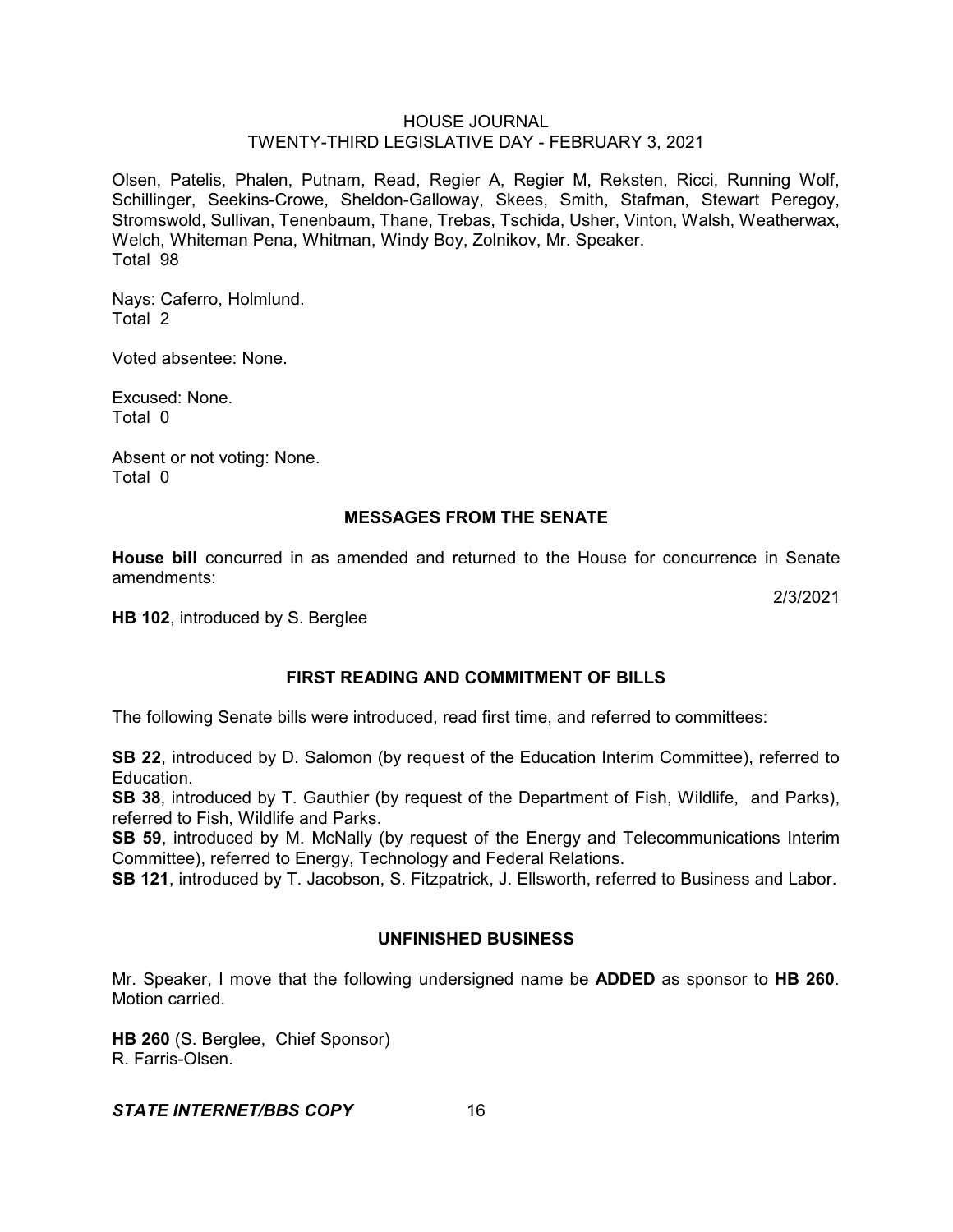Olsen, Patelis, Phalen, Putnam, Read, Regier A, Regier M, Reksten, Ricci, Running Wolf, Schillinger, Seekins-Crowe, Sheldon-Galloway, Skees, Smith, Stafman, Stewart Peregoy, Stromswold, Sullivan, Tenenbaum, Thane, Trebas, Tschida, Usher, Vinton, Walsh, Weatherwax, Welch, Whiteman Pena, Whitman, Windy Boy, Zolnikov, Mr. Speaker.
Total 98

Nays: Caferro, Holmlund.
Total 2

Voted absentee: None.

Excused: None.
Total 0

Absent or not voting: None.
Total 0

## MESSAGES FROM THE SENATE

**House bill** concurred in as amended and returned to the House for concurrence in Senate amendments:

2/3/2021

**HB 102**, introduced by S. Berglee

## FIRST READING AND COMMITMENT OF BILLS

The following Senate bills were introduced, read first time, and referred to committees:

**SB 22**, introduced by D. Salomon (by request of the Education Interim Committee), referred to Education.
**SB 38**, introduced by T. Gauthier (by request of the Department of Fish, Wildlife, and Parks), referred to Fish, Wildlife and Parks.
**SB 59**, introduced by M. McNally (by request of the Energy and Telecommunications Interim Committee), referred to Energy, Technology and Federal Relations.
**SB 121**, introduced by T. Jacobson, S. Fitzpatrick, J. Ellsworth, referred to Business and Labor.

## UNFINISHED BUSINESS

Mr. Speaker, I move that the following undersigned name be **ADDED** as sponsor to **HB 260**. Motion carried.

**HB 260** (S. Berglee, Chief Sponsor)
R. Farris-Olsen.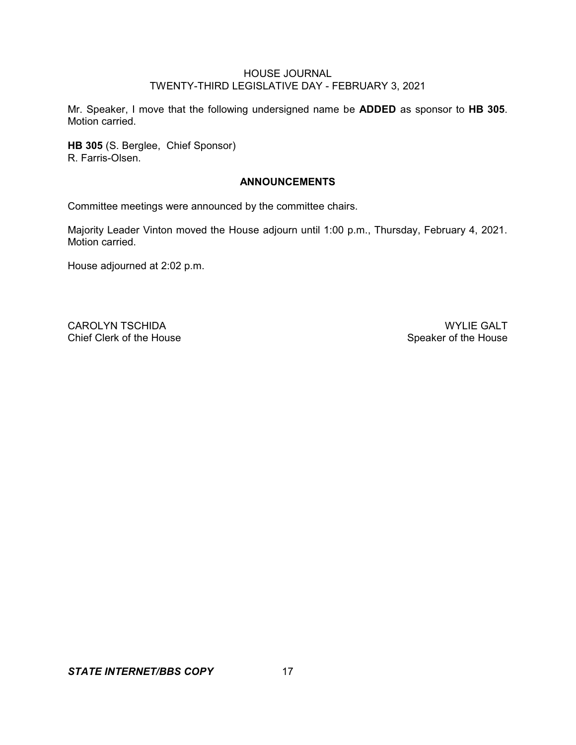Mr. Speaker, I move that the following undersigned name be **ADDED** as sponsor to **HB 305**. Motion carried.

**HB 305** (S. Berglee, Chief Sponsor)
R. Farris-Olsen.

## ANNOUNCEMENTS

Committee meetings were announced by the committee chairs.

Majority Leader Vinton moved the House adjourn until 1:00 p.m., Thursday, February 4, 2021. Motion carried.

House adjourned at 2:02 p.m.

CAROLYN TSCHIDA
Chief Clerk of the House

WYLIE GALT
Speaker of the House